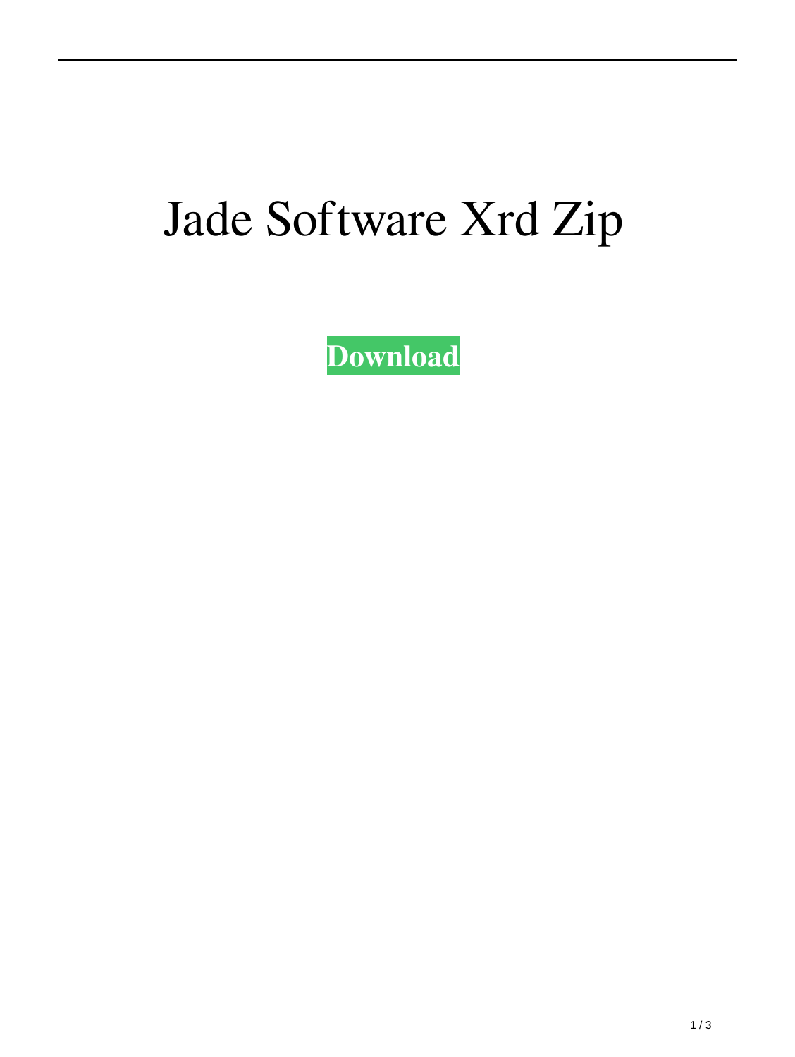# Jade Software Xrd Zip

**Download**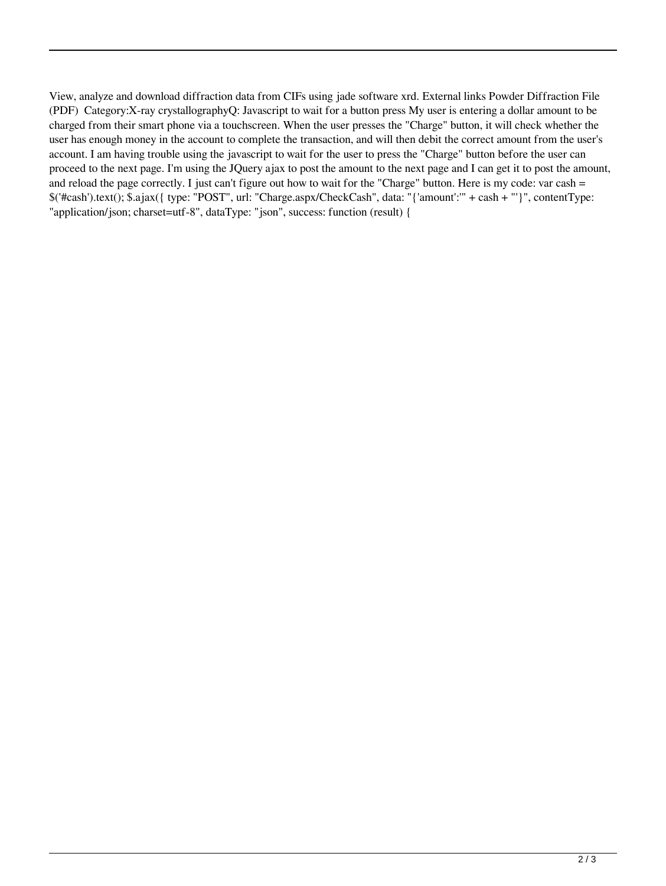View, analyze and download diffraction data from CIFs using jade software xrd. External links Powder Diffraction File (PDF)  Category:X-ray crystallographyQ: Javascript to wait for a button press My user is entering a dollar amount to be charged from their smart phone via a touchscreen. When the user presses the "Charge" button, it will check whether the user has enough money in the account to complete the transaction, and will then debit the correct amount from the user's account. I am having trouble using the javascript to wait for the user to press the "Charge" button before the user can proceed to the next page. I'm using the JQuery ajax to post the amount to the next page and I can get it to post the amount, and reload the page correctly. I just can't figure out how to wait for the "Charge" button. Here is my code: var cash = $('#cash').text(); $.ajax({ type: "POST", url: "Charge.aspx/CheckCash", data: "{'amount':'" + cash + "'}", contentType: "application/json; charset=utf-8", dataType: "json", success: function (result) {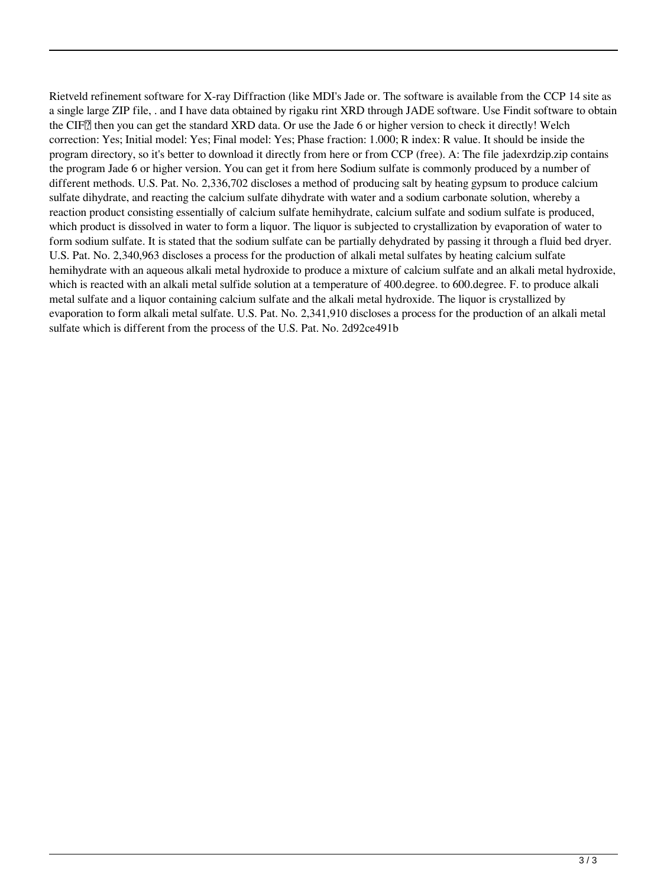Rietveld refinement software for X-ray Diffraction (like MDI's Jade or. The software is available from the CCP 14 site as a single large ZIP file, . and I have data obtained by rigaku rint XRD through JADE software. Use Findit software to obtain the CIF� then you can get the standard XRD data. Or use the Jade 6 or higher version to check it directly! Welch correction: Yes; Initial model: Yes; Final model: Yes; Phase fraction: 1.000; R index: R value. It should be inside the program directory, so it's better to download it directly from here or from CCP (free). A: The file jadexrdzip.zip contains the program Jade 6 or higher version. You can get it from here Sodium sulfate is commonly produced by a number of different methods. U.S. Pat. No. 2,336,702 discloses a method of producing salt by heating gypsum to produce calcium sulfate dihydrate, and reacting the calcium sulfate dihydrate with water and a sodium carbonate solution, whereby a reaction product consisting essentially of calcium sulfate hemihydrate, calcium sulfate and sodium sulfate is produced, which product is dissolved in water to form a liquor. The liquor is subjected to crystallization by evaporation of water to form sodium sulfate. It is stated that the sodium sulfate can be partially dehydrated by passing it through a fluid bed dryer. U.S. Pat. No. 2,340,963 discloses a process for the production of alkali metal sulfates by heating calcium sulfate hemihydrate with an aqueous alkali metal hydroxide to produce a mixture of calcium sulfate and an alkali metal hydroxide, which is reacted with an alkali metal sulfide solution at a temperature of 400.degree. to 600.degree. F. to produce alkali metal sulfate and a liquor containing calcium sulfate and the alkali metal hydroxide. The liquor is crystallized by evaporation to form alkali metal sulfate. U.S. Pat. No. 2,341,910 discloses a process for the production of an alkali metal sulfate which is different from the process of the U.S. Pat. No. 2d92ce491b